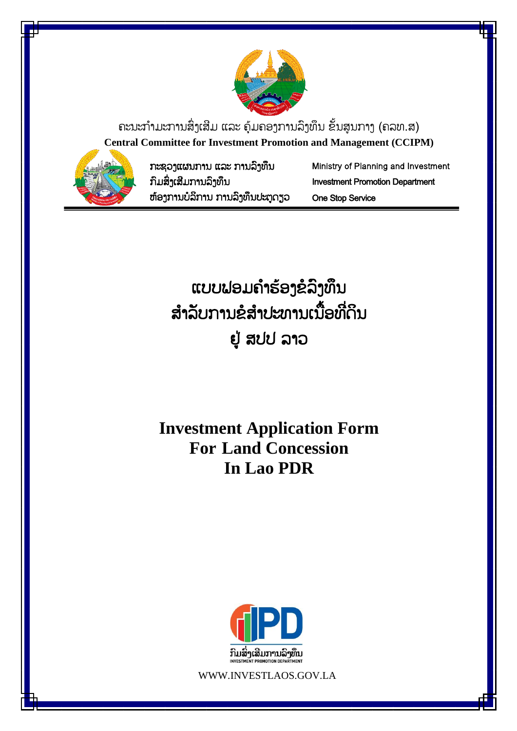ຄະນະກຳມະການສົ່ງເສີມ ແລະ ຄຸ້ມຄອງການລົງທຶນ ຂັ້ນສູນກາງ (ຄລທ.ສ)

**Central Committee for Investment Promotion and Management (CCIPM)**

ກະຊວງແຜນການ ແລະ ການລົງທຶນ — Ministry of Planning and Investment

ກົມສົ່ງເສີມການລົງທຶນ — Investment Promotion Department

ຫ້ອງການບໍລິການ ການລົງທຶນປະຕູດຽວ — One Stop Service

# ແບບຟອມຄຳຮ້ອງຂໍລົງທຶນ
# ສຳລັບການຂໍສຳປະທານເນື້ອທີ່ດິນ
# ຢູ່ ສປປ ລາວ

# Investment Application Form
# For Land Concession
# In Lao PDR

ກົມສົ່ງເສີມການລົງທຶນ
INVESTMENT PROMOTION DEPARTMENT

WWW.INVESTLAOS.GOV.LA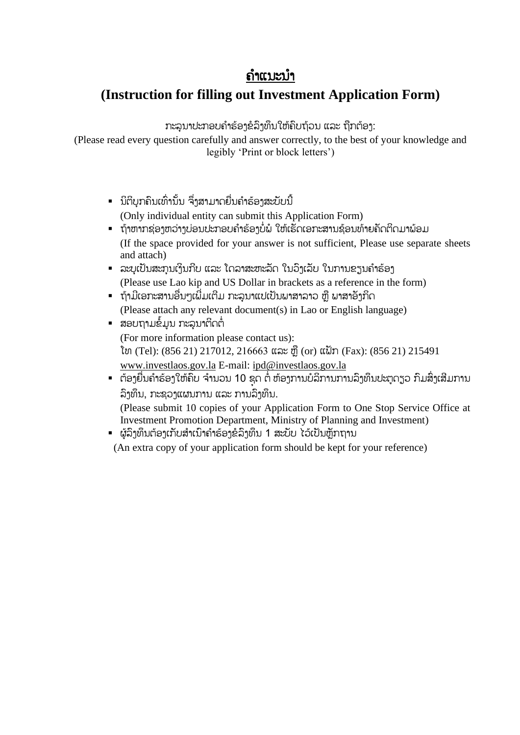# ຄຳແນະນຳ

## (Instruction for filling out Investment Application Form)

ກະລຸນາປະກອບຄຳຮ້ອງຂໍລົງທຶນໃຫ້ຄົບຖ້ວນ ແລະ ຖືກຕ້ອງ:
(Please read every question carefully and answer correctly, to the best of your knowledge and legibly 'Print or block letters')

- ນິຕິບຸກຄົນເທົ່ານັ້ນ ຈຶ່ງສາມາດຍື່ນຄຳຮ້ອງສະບັບນີ້
  (Only individual entity can submit this Application Form)
- ຖ້າຫາກຊ່ອງຫວ່າງບ່ອນປະກອບຄຳຮ້ອງບໍ່ພໍ ໃຫ້ເຮັດເອກະສານຊ້ອນທ້າຍຄັດຕິດມາພ້ອມ
  (If the space provided for your answer is not sufficient, Please use separate sheets and attach)
- ລະບຸເປັນສະກຸນເງິນກີບ ແລະ ໂດລາສະຫະລັດ ໃນວົງເລັບ ໃນການຂຽນຄຳຮ້ອງ
  (Please use Lao kip and US Dollar in brackets as a reference in the form)
- ຖ້າມີເອກະສານອື່ນໆເພີ່ມເຕີມ ກະລຸນາແປເປັນພາສາລາວ ຫຼື ພາສາອັງກິດ
  (Please attach any relevant document(s) in Lao or English language)
- ສອບຖາມຂໍ້ມູນ ກະລຸນາຕິດຕໍ່
  (For more information please contact us):
  ໂທ (Tel): (856 21) 217012, 216663 ແລະ ຫຼື (or) ແຟັກ (Fax): (856 21) 215491
  www.investlaos.gov.la E-mail: ipd@investlaos.gov.la
- ຕ້ອງຍື່ນຄຳຮ້ອງໃຫ້ຄົບ ຈຳນວນ 10 ຊຸດ ຕໍ່ ຫ້ອງການບໍລິການການລົງທຶນປະຕູດຽວ ກົມສົ່ງເສີມການລົງທຶນ, ກະຊວງແຜນການ ແລະ ການລົງທຶນ.
  (Please submit 10 copies of your Application Form to One Stop Service Office at Investment Promotion Department, Ministry of Planning and Investment)
- ຜູ້ລົງທຶນຕ້ອງເກັບສຳເນົາຄຳຮ້ອງຂໍລົງທຶນ 1 ສະບັບ ໄວ້ເປັນຫຼັກຖານ
  (An extra copy of your application form should be kept for your reference)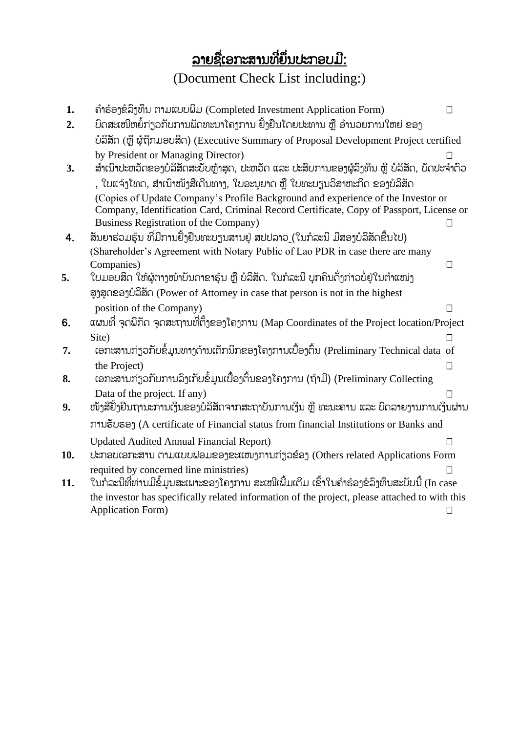## ລາຍຊື່ເອກະສານທີ່ຍື່ນປະກອບມີ:

(Document Check List including:)

1. ຄຳຮ້ອງຂໍລົງທຶນ ຕາມແບບພິມ (Completed Investment Application Form) ☐
2. ບົດສະເໜີຫຍໍ້ກ່ຽວກັບການພັດທະນາໂຄງການ ຢັ້ງຢືນໂດຍປະທານ ຫຼື ອຳນວຍການໃຫຍ່ ຂອງບໍລິສັດ (ຫຼື ຜູ້ຖືກມອບສິດ) (Executive Summary of Proposal Development Project certified by President or Managing Director) ☐
3. ສຳເນົາປະຫວັດຂອງບໍລິສັດສະບັບຫຼ້າສຸດ, ປະຫວັດ ແລະ ປະສົບການຂອງຜູ້ລົງທຶນ ຫຼື ບໍລິສັດ, ບັດປະຈຳຕົວ, ໃບແຈ້ງໂທດ, ສຳເນົາໜັງສືເດີນທາງ, ໃບອະນຸຍາດ ຫຼື ໃບທະບຽນວິສາຫະກິດ ຂອງບໍລິສັດ (Copies of Update Company's Profile Background and experience of the Investor or Company, Identification Card, Criminal Record Certificate, Copy of Passport, License or Business Registration of the Company) ☐
4. ສັນຍາຮ່ວມຮຸ້ນ ທີ່ມີການຢັ້ງຢືນທະບຽນສານຢູ່ ສປປລາວ (ໃນກໍລະນີ ມີສອງບໍລິສັດຂຶ້ນໄປ) (Shareholder's Agreement with Notary Public of Lao PDR in case there are many Companies) ☐
5. ໃບມອບສິດ ໃຫ້ຜູ້ຕາງໜ້າບັນດາຂາຮຸ້ນ ຫຼື ບໍລິສັດ. ໃນກໍລະນີ ບຸກຄົນດັ່ງກ່າວບໍ່ຢູ່ໃນຕຳແໜ່ງສູງສຸດຂອງບໍລິສັດ (Power of Attorney in case that person is not in the highest position of the Company) ☐
6. ແຜນທີ່ ຈຸດພິກັດ ຈຸດສະຖານທີ່ຕັ້ງຂອງໂຄງການ (Map Coordinates of the Project location/Project Site) ☐
7. ເອກະສານກ່ຽວກັບຂໍ້ມູນທາງດ້ານເຕັກນິກຂອງໂຄງການເບື້ອງຕົ້ນ (Preliminary Technical data of the Project) ☐
8. ເອກະສານກ່ຽວກັບການລົງເກັບຂໍ້ມູນເບື້ອງຕົ້ນຂອງໂຄງການ (ຖ້າມີ) (Preliminary Collecting Data of the project. If any) ☐
9. ໜັງສືຢັ້ງຢືນຖານະການເງິນຂອງບໍລິສັດຈາກສະຖາບັນການເງິນ ຫຼື ທະນະຄານ ແລະ ບົດລາຍງານການເງິນຜ່ານການຮັບຮອງ (A certificate of Financial status from financial Institutions or Banks and Updated Audited Annual Financial Report) ☐
10. ປະກອບເອກະສານ ຕາມແບບຟອມຂອງຂະແໜງການກ່ຽວຂ້ອງ (Others related Applications Form requited by concerned line ministries) ☐
11. ໃນກໍລະນີທີ່ທ່ານມີຂໍ້ມູນສະເພາະຂອງໂຄງການ ສະເໜີເພີ່ມເຕີມ ເຂົ້າໃນຄຳຮ້ອງຂໍລົງທຶນສະບັບນີ້ (In case the investor has specifically related information of the project, please attached to with this Application Form) ☐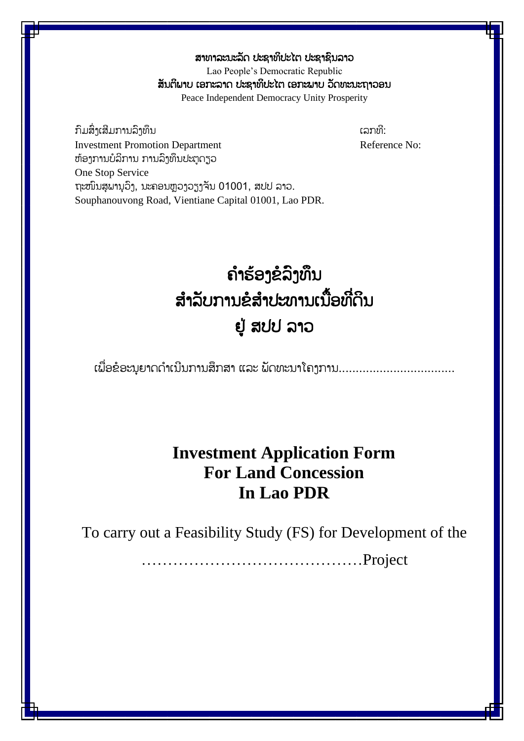**ສາທາລະນະລັດ ປະຊາທິປະໄຕ ປະຊາຊົນລາວ**

Lao People's Democratic Republic

**ສັນຕິພາບ ເອກະລາດ ປະຊາທິປະໄຕ ເອກະພາບ ວັດທະນະຖາວອນ**

Peace Independent Democracy Unity Prosperity

ກົມສົ່ງເສີມການລົງທຶນ — ເລກທີ:

Investment Promotion Department — Reference No:

ຫ້ອງການບໍລິການ ການລົງທຶນປະຕູດຽວ

One Stop Service

ຖະໜົນສຸພານຸວົງ, ນະຄອນຫຼວງວຽງຈັນ 01001, ສປປ ລາວ.

Souphanouvong Road, Vientiane Capital 01001, Lao PDR.

# ຄຳຮ້ອງຂໍລົງທຶນ
# ສຳລັບການຂໍສຳປະທານເນື້ອທີ່ດິນ
# ຢູ່ ສປປ ລາວ

ເພື່ອຂໍອະນຸຍາດດຳເນີນການສຶກສາ ແລະ ພັດທະນາໂຄງການ.................................

# Investment Application Form
# For Land Concession
# In Lao PDR

To carry out a Feasibility Study (FS) for Development of the

……………………………………Project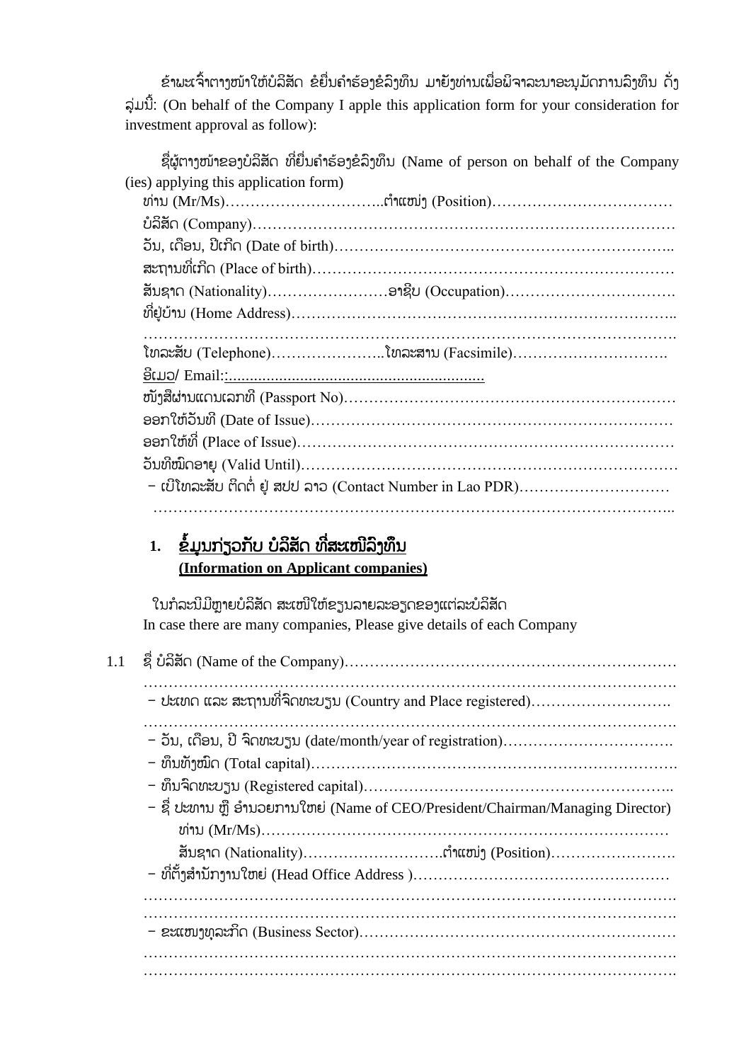ຂ້າພະເຈົ້າຕາງໜ້າໃຫ້ບໍລິສັດ ຂໍຍື່ນຄຳຮ້ອງຂໍລົງທຶນ ມາຍັງທ່ານເພື່ອພິຈາລະນາອະນຸມັດການລົງທຶນ ດັ່ງລຸ່ມນີ້: (On behalf of the Company I apple this application form for your consideration for investment approval as follow):

ຊື່ຜູ້ຕາງໜ້າຂອງບໍລິສັດ ທີ່ຍື່ນຄຳຮ້ອງຂໍລົງທຶນ (Name of person on behalf of the Company (ies) applying this application form)

ທ່ານ (Mr/Ms)…………………………..ຕຳແໜ່ງ (Position)………………………………

ບໍລິສັດ (Company)…………………………………………………………………………

ວັນ, ເດືອນ, ປີເກີດ (Date of birth)………………………………………………………..

ສະຖານທີ່ເກີດ (Place of birth)………………………………………………………………

ສັນຊາດ (Nationality)……………………ອາຊີບ (Occupation)…………………………….

ທີ່ຢູ່ບ້ານ (Home Address)…………………………………………………………………..

……………………………………………………………………………………………….

ໂທລະສັບ (Telephone)…………………..ໂທລະສານ (Facsimile)………………………….

ອີເມວ/ Email::............................................................

ໜັງສືຜ່ານແດນເລກທີ (Passport No)…………………………………………………………

ອອກໃຫ້ວັນທີ (Date of Issue)………………………………………………………………

ອອກໃຫ້ທີ່ (Place of Issue)…………………………………………………………………

ວັນທີໝົດອາຍຸ (Valid Until)…………………………………………………………………

- ເບີໂທລະສັບ ຕິດຕໍ່ ຢູ່ ສປປ ລາວ (Contact Number in Lao PDR)…………………………

……………………………………………………………………………………………..

## 1. ຂໍ້ມູນກ່ຽວກັບ ບໍລິສັດ ທີ່ສະເໜີລົງທຶນ (Information on Applicant companies)

ໃນກໍລະນີມີຫຼາຍບໍລິສັດ ສະເໜີໃຫ້ຂຽນລາຍລະອຽດຂອງແຕ່ລະບໍລິສັດ
In case there are many companies, Please give details of each Company

1.1 ຊື່ ບໍລິສັດ (Name of the Company)…………………………………………………………

……………………………………………………………………………………………….

- ປະເທດ ແລະ ສະຖານທີ່ຈົດທະບຽນ (Country and Place registered)……………………….

……………………………………………………………………………………………….

- ວັນ, ເດືອນ, ປີ ຈົດທະບຽນ (date/month/year of registration)…………………………….

- ທຶນທັງໝົດ (Total capital)…………………………………………………………………….

- ທຶນຈົດທະບຽນ (Registered capital)…………………………………………………...

- ຊື່ ປະທານ ຫຼື ອຳນວຍການໃຫຍ່ (Name of CEO/President/Chairman/Managing Director)

  ທ່ານ (Mr/Ms)…………………………………………………………………………

  ສັນຊາດ (Nationality)……………………….ຕຳແໜ່ງ (Position)…………………….

- ທີ່ຕັ້ງສຳນັກງານໃຫຍ່ (Head Office Address )……………………………………………

……………………………………………………………………………………………….

……………………………………………………………………………………………….

- ຂະແໜງທຸລະກິດ (Business Sector)…………………………………………………………

……………………………………………………………………………………………….

……………………………………………………………………………………………….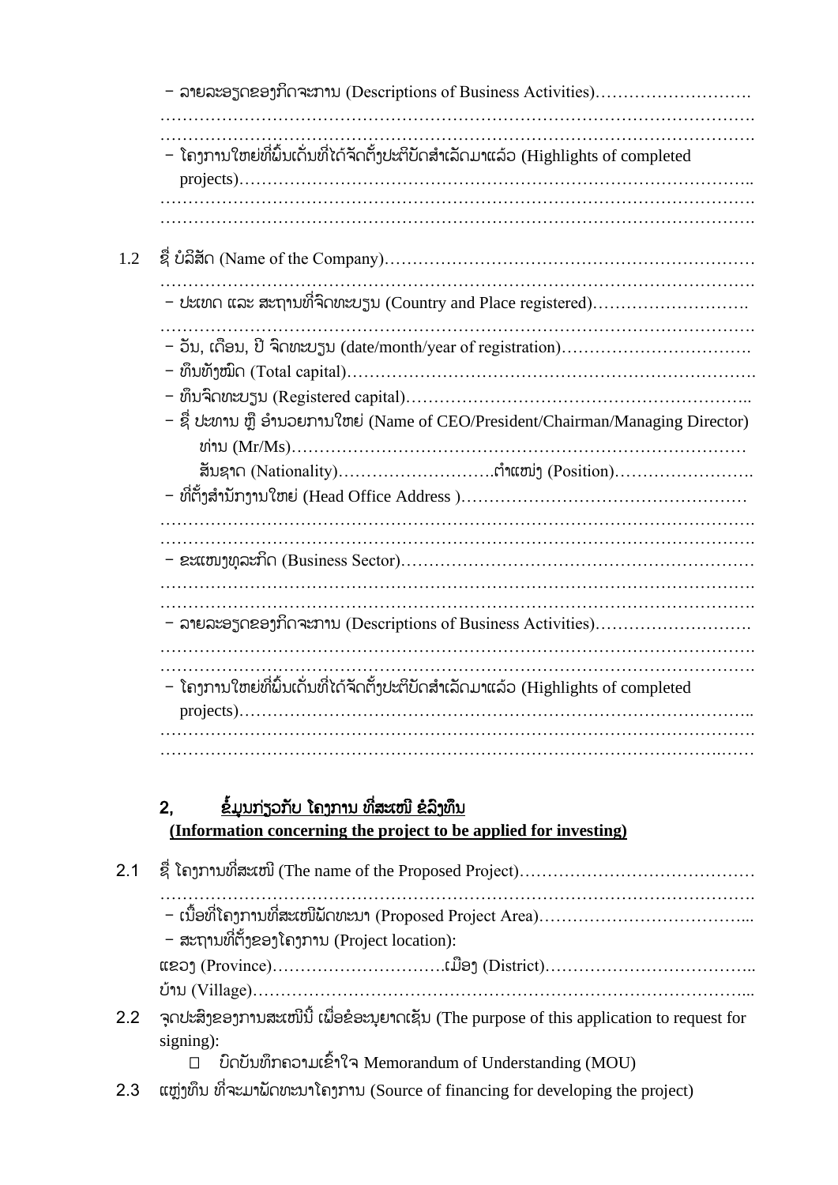- ລາຍລະອຽດຂອງກິດຈະການ (Descriptions of Business Activities)……………………….
…………………………………………………………………………………………….
…………………………………………………………………………………………….
- ໂຄງການໃຫຍ່ທີ່ພົ້ນເດັ່ນທີ່ໄດ້ຈັດຕັ້ງປະຕິບັດສຳເລັດມາແລ້ວ (Highlights of completed projects)……………………………………………………………………………..
…………………………………………………………………………………………….
…………………………………………………………………………………………….

1.2 ຊື່ ບໍລິສັດ (Name of the Company)………………………………………………………
…………………………………………………………………………………………….
- ປະເທດ ແລະ ສະຖານທີ່ຈົດທະບຽນ (Country and Place registered)……………………….
…………………………………………………………………………………………….
- ວັນ, ເດືອນ, ປີ ຈົດທະບຽນ (date/month/year of registration)…………………………….
- ທຶນທັງໝົດ (Total capital)……………………………………………………………….
- ທຶນຈົດທະບຽນ (Registered capital)……………………………………………………..
- ຊື່ ປະທານ ຫຼື ອຳນວຍການໃຫຍ່ (Name of CEO/President/Chairman/Managing Director)
ທ່ານ (Mr/Ms)……………………………………………………………………….
ສັນຊາດ (Nationality)……………………….ຕຳແໜ່ງ (Position)…………………….
- ທີ່ຕັ້ງສຳນັກງານໃຫຍ່ (Head Office Address )…………………………………………
…………………………………………………………………………………………….
…………………………………………………………………………………………….
- ຂະແໜງທຸລະກິດ (Business Sector)…………………………………………………….
…………………………………………………………………………………………….
…………………………………………………………………………………………….
- ລາຍລະອຽດຂອງກິດຈະການ (Descriptions of Business Activities)……………………….
…………………………………………………………………………………………….
…………………………………………………………………………………………….
- ໂຄງການໃຫຍ່ທີ່ພົ້ນເດັ່ນທີ່ໄດ້ຈັດຕັ້ງປະຕິບັດສຳເລັດມາແລ້ວ (Highlights of completed projects)……………………………………………………………………………..
…………………………………………………………………………………………….
…………………………………………………………………………………………….

## 2, <u>ຂໍ້ມູນກ່ຽວກັບ ໂຄງການ ທີ່ສະເໜີ ຂໍລົງທຶນ</u>

**<u>(Information concerning the project to be applied for investing)</u>**

2.1 ຊື່ ໂຄງການທີ່ສະເໜີ (The name of the Proposed Project)……………………………………
…………………………………………………………………………………………….
- ເນື້ອທີ່ໂຄງການທີ່ສະເໜີພັດທະນາ (Proposed Project Area)………………………………...
- ສະຖານທີ່ຕັ້ງຂອງໂຄງການ (Project location):
ແຂວງ (Province)………………………….ເມືອງ (District)………………………………..
ບ້ານ (Village)…………………………………………………………………………...

2.2 ຈຸດປະສົງຂອງການສະເໜີນີ້ ເພື່ອຂໍອະນຸຍາດເຊັນ (The purpose of this application to request for signing):
□ ບົດບັນທຶກຄວາມເຂົ້າໃຈ Memorandum of Understanding (MOU)

2.3 ແຫຼ່ງທຶນ ທີ່ຈະມາພັດທະນາໂຄງການ (Source of financing for developing the project)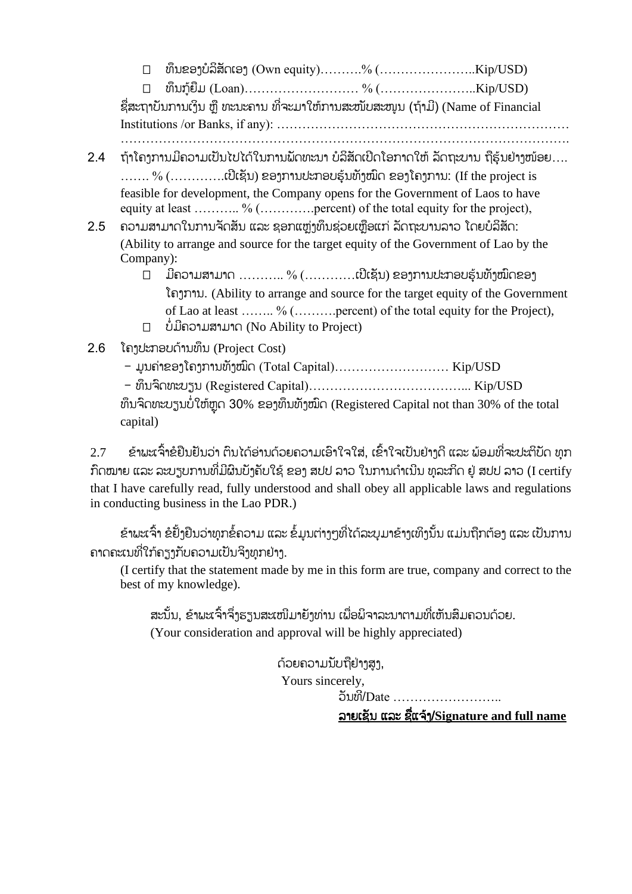- □ ທຶນຂອງບໍລິສັດເອງ (Own equity)……….% (…………………..Kip/USD)
- □ ທຶນກູ້ຍືມ (Loan)……………………… % (…………………..Kip/USD)

ຊື່ສະຖາບັນການເງິນ ຫຼື ທະນະຄານ ທີ່ຈະມາໃຫ້ການສະໜັບສະໜູນ (ຖ້າມີ) (Name of Financial Institutions /or Banks, if any): ……………………………………………………………………………………………………………………………………………….

2.4 ຖ້າໂຄງການມີຄວາມເປັນໄປໄດ້ໃນການພັດທະນາ ບໍລິສັດເປີດໂອກາດໃຫ້ ລັດຖະບານ ຖືຮຸ້ນຢ່າງໜ້ອຍ…. ……. % (………….ເປີເຊັນ) ຂອງການປະກອບຮຸ້ນທັງໝົດ ຂອງໂຄງການ: (If the project is feasible for development, the Company opens for the Government of Laos to have equity at least ……….. % (………….percent) of the total equity for the project),

2.5 ຄວາມສາມາດໃນການຈັດສັນ ແລະ ຊອກແຫຼ່ງທຶນຊ່ວຍເຫຼືອແກ່ ລັດຖະບານລາວ ໂດຍບໍລິສັດ: (Ability to arrange and source for the target equity of the Government of Lao by the Company):

- □ ມີຄວາມສາມາດ ……….. % (…………ເປີເຊັນ) ຂອງການປະກອບຮຸ້ນທັງໝົດຂອງໂຄງການ. (Ability to arrange and source for the target equity of the Government of Lao at least …….. % (……….percent) of the total equity for the Project),
- □ ບໍ່ມີຄວາມສາມາດ (No Ability to Project)

2.6 ໂຄງປະກອບດ້ານທຶນ (Project Cost)

- ມູນຄ່າຂອງໂຄງການທັງໝົດ (Total Capital)……………………… Kip/USD
- ທຶນຈົດທະບຽນ (Registered Capital)……………………………….. Kip/USD

ທຶນຈົດທະບຽນບໍ່ໃຫ້ຫຼຸດ 30% ຂອງທຶນທັງໝົດ (Registered Capital not than 30% of the total capital)

2.7 ຂ້າພະເຈົ້າຂໍຢືນຢັນວ່າ ຕົນໄດ້ອ່ານດ້ວຍຄວາມເອົາໃຈໃສ່, ເຂົ້າໃຈເປັນຢ່າງດີ ແລະ ພ້ອມທີ່ຈະປະຕິບັດ ທຸກກົດໝາຍ ແລະ ລະບຽບການທີ່ມີຜົນບັງຄັບໃຊ້ ຂອງ ສປປ ລາວ ໃນການດໍາເນີນ ທຸລະກິດ ຢູ່ ສປປ ລາວ (I certify that I have carefully read, fully understood and shall obey all applicable laws and regulations in conducting business in the Lao PDR.)

ຂ້າພະເຈົ້າ ຂໍຢັ້ງຢືນວ່າທຸກຂໍ້ຄວາມ ແລະ ຂໍ້ມູນຕ່າງໆທີ່ໄດ້ລະບຸມາຂ້າງເທິງນັ້ນ ແມ່ນຖືກຕ້ອງ ແລະ ເປັນການຄາດຄະເນທີ່ໃກ້ຄຽງກັບຄວາມເປັນຈິງທຸກຢ່າງ.

(I certify that the statement made by me in this form are true, company and correct to the best of my knowledge).

ສະນັ້ນ, ຂ້າພະເຈົ້າຈຶ່ງຮຽນສະເໜີມາຍັງທ່ານ ເພື່ອພິຈາລະນາຕາມທີ່ເຫັນສົມຄວນດ້ວຍ.
(Your consideration and approval will be highly appreciated)

ດ້ວຍຄວາມນັບຖືຢ່າງສູງ,
Yours sincerely,
ວັນທີ/Date ……………………..

**ລາຍເຊັນ ແລະ ຊື່ແຈ້ງ/Signature and full name**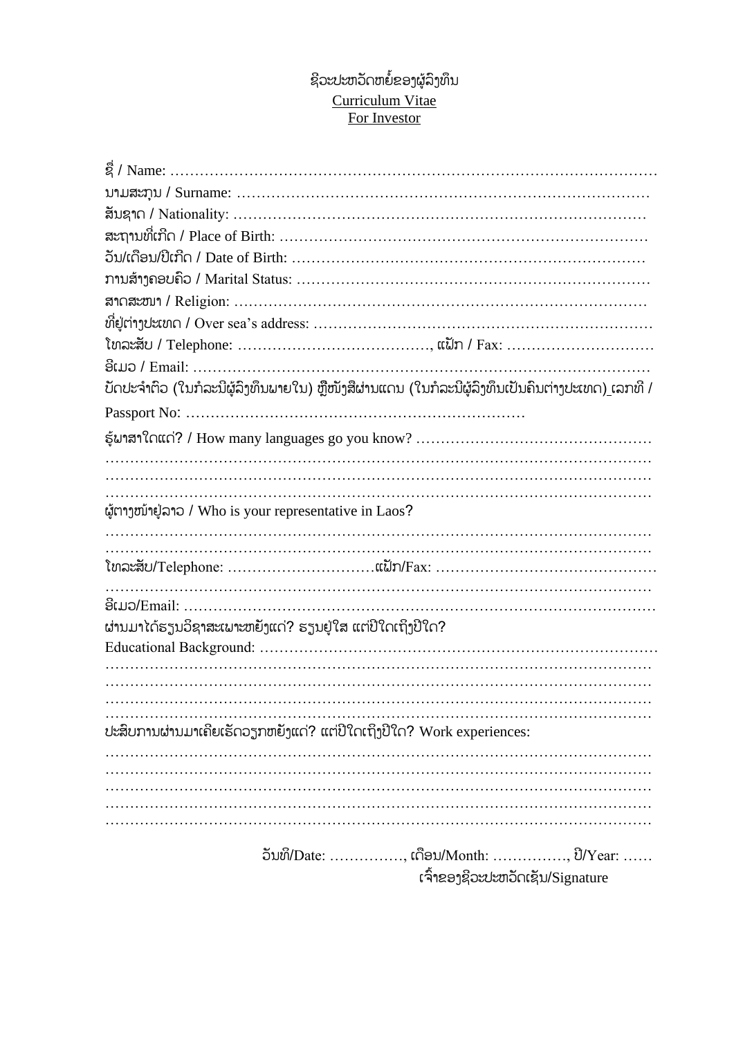ຊີວະປະຫວັດຫຍໍ້ຂອງຜູ້ລົງທຶນ

Curriculum Vitae

For Investor

ຊື່ / Name: …………………………………………………………………………………………

ນາມສະກຸນ / Surname: …………………………………………………………………………

ສັນຊາດ / Nationality: …………………………………………………………………………

ສະຖານທີ່ເກີດ / Place of Birth: ………………………………………………………………

ວັນ/ເດືອນ/ປີເກີດ / Date of Birth: ……………………………………………………………

ການສ້າງຄອບຄົວ / Marital Status: ……………………………………………………………

ສາດສະໜາ / Religion: …………………………………………………………………………

ທີ່ຢູ່ຕ່າງປະເທດ / Over sea's address: …………………………………………………………

ໂທລະສັບ / Telephone: …………………………………, ແຟັກ / Fax: …………………………

ອີເມວ / Email: …………………………………………………………………………………

ບັດປະຈຳຕົວ (ໃນກໍລະນີຜູ້ລົງທຶນພາຍໃນ) ຫຼືໜັງສືຜ່ານແດນ (ໃນກໍລະນີຜູ້ລົງທຶນເປັນຄົນຕ່າງປະເທດ) ເລກທີ / Passport No: ……………………………………………………………

ຮູ້ພາສາໃດແດ່? / How many languages go you know? …………………………………………

…………………………………………………………………………………………………

…………………………………………………………………………………………………

…………………………………………………………………………………………………

ຜູ້ຕາງໜ້າຢູ່ລາວ / Who is your representative in Laos?

…………………………………………………………………………………………………

…………………………………………………………………………………………………

ໂທລະສັບ/Telephone: …………………………ແຟັກ/Fax: ………………………………………

…………………………………………………………………………………………………

ອີເມວ/Email: ……………………………………………………………………………………

ຜ່ານມາໄດ້ຮຽນວິຊາສະເພາະຫຍັງແດ່? ຮຽນຢູ່ໃສ ແຕ່ປີໃດເຖິງປີໃດ?

Educational Background: ………………………………………………………………………

…………………………………………………………………………………………………

…………………………………………………………………………………………………

…………………………………………………………………………………………………

…………………………………………………………………………………………………

ປະສົບການຜ່ານມາເຄີຍເຮັດວຽກຫຍັງແດ່? ແຕ່ປີໃດເຖິງປີໃດ? Work experiences:

…………………………………………………………………………………………………

…………………………………………………………………………………………………

…………………………………………………………………………………………………

…………………………………………………………………………………………………

…………………………………………………………………………………………………

ວັນທີ/Date: ……………, ເດືອນ/Month: ……………, ປີ/Year: ……

ເຈົ້າຂອງຊີວະປະຫວັດເຊັນ/Signature